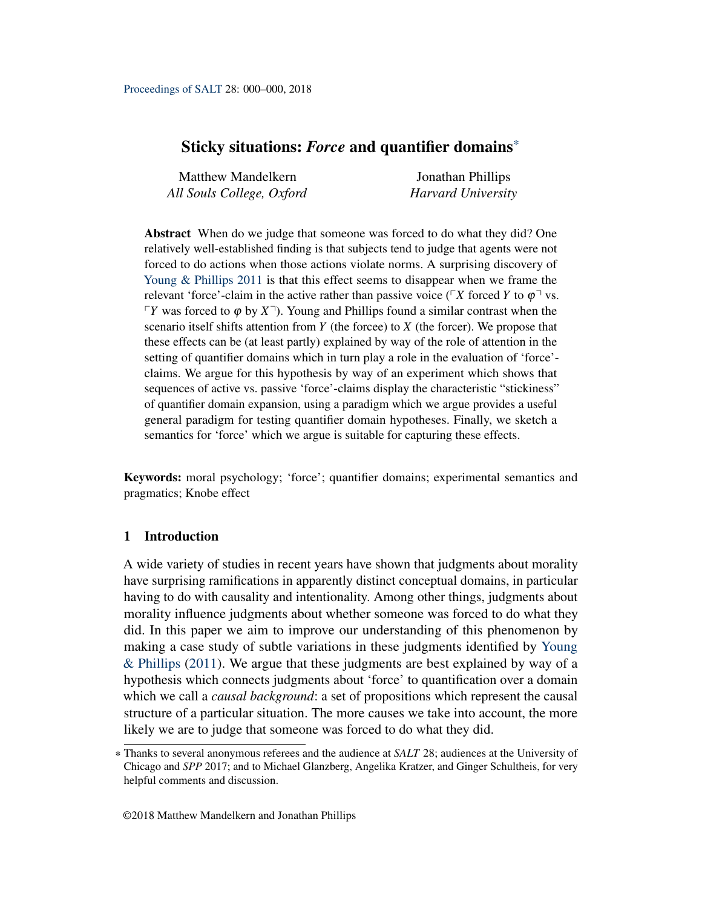# Sticky situations: *Force* and quantifier domains[*]

Matthew Mandelkern
*All Souls College, Oxford*

Jonathan Phillips
*Harvard University*

**Abstract** When do we judge that someone was forced to do what they did? One relatively well-established finding is that subjects tend to judge that agents were not forced to do actions when those actions violate norms. A surprising discovery of Young & Phillips 2011 is that this effect seems to disappear when we frame the relevant 'force'-claim in the active rather than passive voice ($\ulcorner X$ forced $Y$ to $\varphi\urcorner$ vs. $\ulcorner Y$ was forced to $\varphi$ by $X\urcorner$). Young and Phillips found a similar contrast when the scenario itself shifts attention from $Y$ (the forcee) to $X$ (the forcer). We propose that these effects can be (at least partly) explained by way of the role of attention in the setting of quantifier domains which in turn play a role in the evaluation of 'force'-claims. We argue for this hypothesis by way of an experiment which shows that sequences of active vs. passive 'force'-claims display the characteristic "stickiness" of quantifier domain expansion, using a paradigm which we argue provides a useful general paradigm for testing quantifier domain hypotheses. Finally, we sketch a semantics for 'force' which we argue is suitable for capturing these effects.

**Keywords:** moral psychology; 'force'; quantifier domains; experimental semantics and pragmatics; Knobe effect

## 1 Introduction

A wide variety of studies in recent years have shown that judgments about morality have surprising ramifications in apparently distinct conceptual domains, in particular having to do with causality and intentionality. Among other things, judgments about morality influence judgments about whether someone was forced to do what they did. In this paper we aim to improve our understanding of this phenomenon by making a case study of subtle variations in these judgments identified by Young & Phillips (2011). We argue that these judgments are best explained by way of a hypothesis which connects judgments about 'force' to quantification over a domain which we call a *causal background*: a set of propositions which represent the causal structure of a particular situation. The more causes we take into account, the more likely we are to judge that someone was forced to do what they did.

[*] Thanks to several anonymous referees and the audience at *SALT* 28; audiences at the University of Chicago and *SPP* 2017; and to Michael Glanzberg, Angelika Kratzer, and Ginger Schultheis, for very helpful comments and discussion.

©2018 Matthew Mandelkern and Jonathan Phillips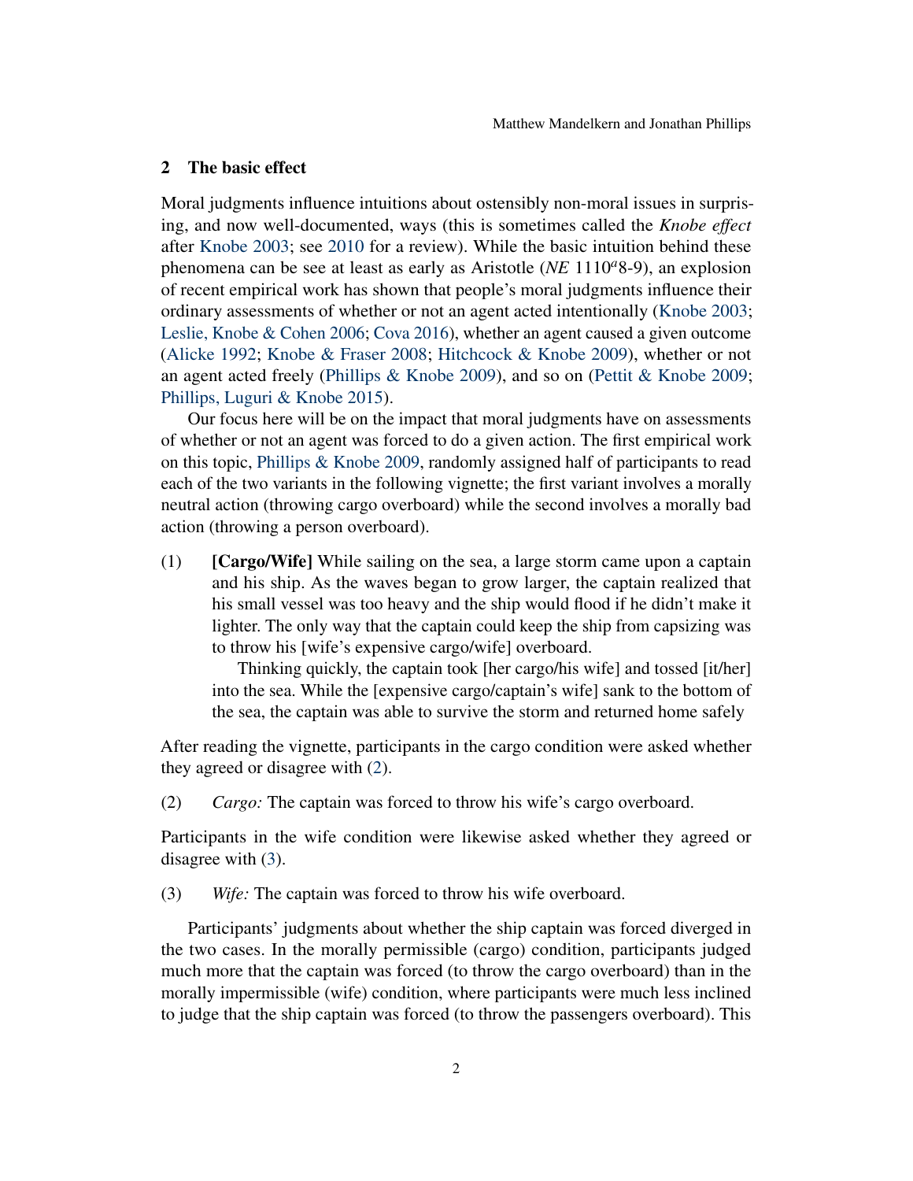## 2 The basic effect

Moral judgments influence intuitions about ostensibly non-moral issues in surprising, and now well-documented, ways (this is sometimes called the *Knobe effect* after Knobe 2003; see 2010 for a review). While the basic intuition behind these phenomena can be see at least as early as Aristotle (*NE* 1110$^a$8-9), an explosion of recent empirical work has shown that people's moral judgments influence their ordinary assessments of whether or not an agent acted intentionally (Knobe 2003; Leslie, Knobe & Cohen 2006; Cova 2016), whether an agent caused a given outcome (Alicke 1992; Knobe & Fraser 2008; Hitchcock & Knobe 2009), whether or not an agent acted freely (Phillips & Knobe 2009), and so on (Pettit & Knobe 2009; Phillips, Luguri & Knobe 2015).

Our focus here will be on the impact that moral judgments have on assessments of whether or not an agent was forced to do a given action. The first empirical work on this topic, Phillips & Knobe 2009, randomly assigned half of participants to read each of the two variants in the following vignette; the first variant involves a morally neutral action (throwing cargo overboard) while the second involves a morally bad action (throwing a person overboard).

(1) **[Cargo/Wife]** While sailing on the sea, a large storm came upon a captain and his ship. As the waves began to grow larger, the captain realized that his small vessel was too heavy and the ship would flood if he didn't make it lighter. The only way that the captain could keep the ship from capsizing was to throw his [wife's expensive cargo/wife] overboard.

Thinking quickly, the captain took [her cargo/his wife] and tossed [it/her] into the sea. While the [expensive cargo/captain's wife] sank to the bottom of the sea, the captain was able to survive the storm and returned home safely

After reading the vignette, participants in the cargo condition were asked whether they agreed or disagree with (2).

(2) *Cargo:* The captain was forced to throw his wife's cargo overboard.

Participants in the wife condition were likewise asked whether they agreed or disagree with (3).

(3) *Wife:* The captain was forced to throw his wife overboard.

Participants' judgments about whether the ship captain was forced diverged in the two cases. In the morally permissible (cargo) condition, participants judged much more that the captain was forced (to throw the cargo overboard) than in the morally impermissible (wife) condition, where participants were much less inclined to judge that the ship captain was forced (to throw the passengers overboard). This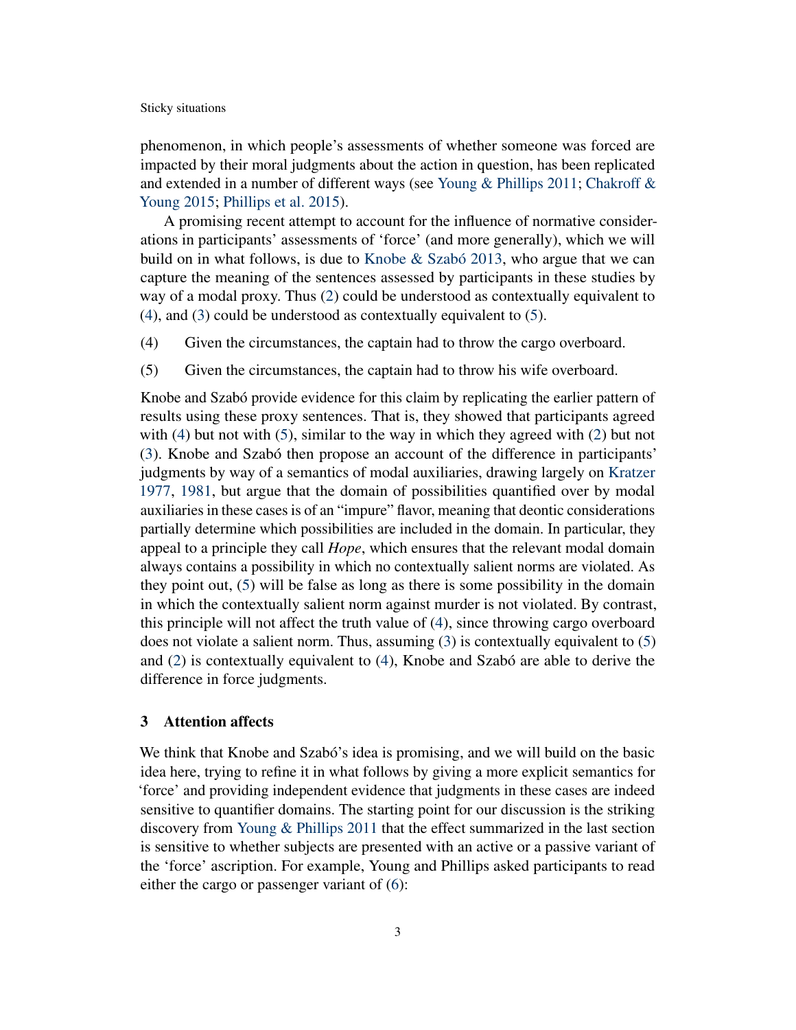phenomenon, in which people's assessments of whether someone was forced are impacted by their moral judgments about the action in question, has been replicated and extended in a number of different ways (see Young & Phillips 2011; Chakroff & Young 2015; Phillips et al. 2015).

A promising recent attempt to account for the influence of normative considerations in participants' assessments of 'force' (and more generally), which we will build on in what follows, is due to Knobe & Szabó 2013, who argue that we can capture the meaning of the sentences assessed by participants in these studies by way of a modal proxy. Thus (2) could be understood as contextually equivalent to (4), and (3) could be understood as contextually equivalent to (5).

(4) Given the circumstances, the captain had to throw the cargo overboard.

(5) Given the circumstances, the captain had to throw his wife overboard.

Knobe and Szabó provide evidence for this claim by replicating the earlier pattern of results using these proxy sentences. That is, they showed that participants agreed with (4) but not with (5), similar to the way in which they agreed with (2) but not (3). Knobe and Szabó then propose an account of the difference in participants' judgments by way of a semantics of modal auxiliaries, drawing largely on Kratzer 1977, 1981, but argue that the domain of possibilities quantified over by modal auxiliaries in these cases is of an "impure" flavor, meaning that deontic considerations partially determine which possibilities are included in the domain. In particular, they appeal to a principle they call *Hope*, which ensures that the relevant modal domain always contains a possibility in which no contextually salient norms are violated. As they point out, (5) will be false as long as there is some possibility in the domain in which the contextually salient norm against murder is not violated. By contrast, this principle will not affect the truth value of (4), since throwing cargo overboard does not violate a salient norm. Thus, assuming (3) is contextually equivalent to (5) and (2) is contextually equivalent to (4), Knobe and Szabó are able to derive the difference in force judgments.

## 3 Attention affects

We think that Knobe and Szabó's idea is promising, and we will build on the basic idea here, trying to refine it in what follows by giving a more explicit semantics for 'force' and providing independent evidence that judgments in these cases are indeed sensitive to quantifier domains. The starting point for our discussion is the striking discovery from Young & Phillips 2011 that the effect summarized in the last section is sensitive to whether subjects are presented with an active or a passive variant of the 'force' ascription. For example, Young and Phillips asked participants to read either the cargo or passenger variant of (6):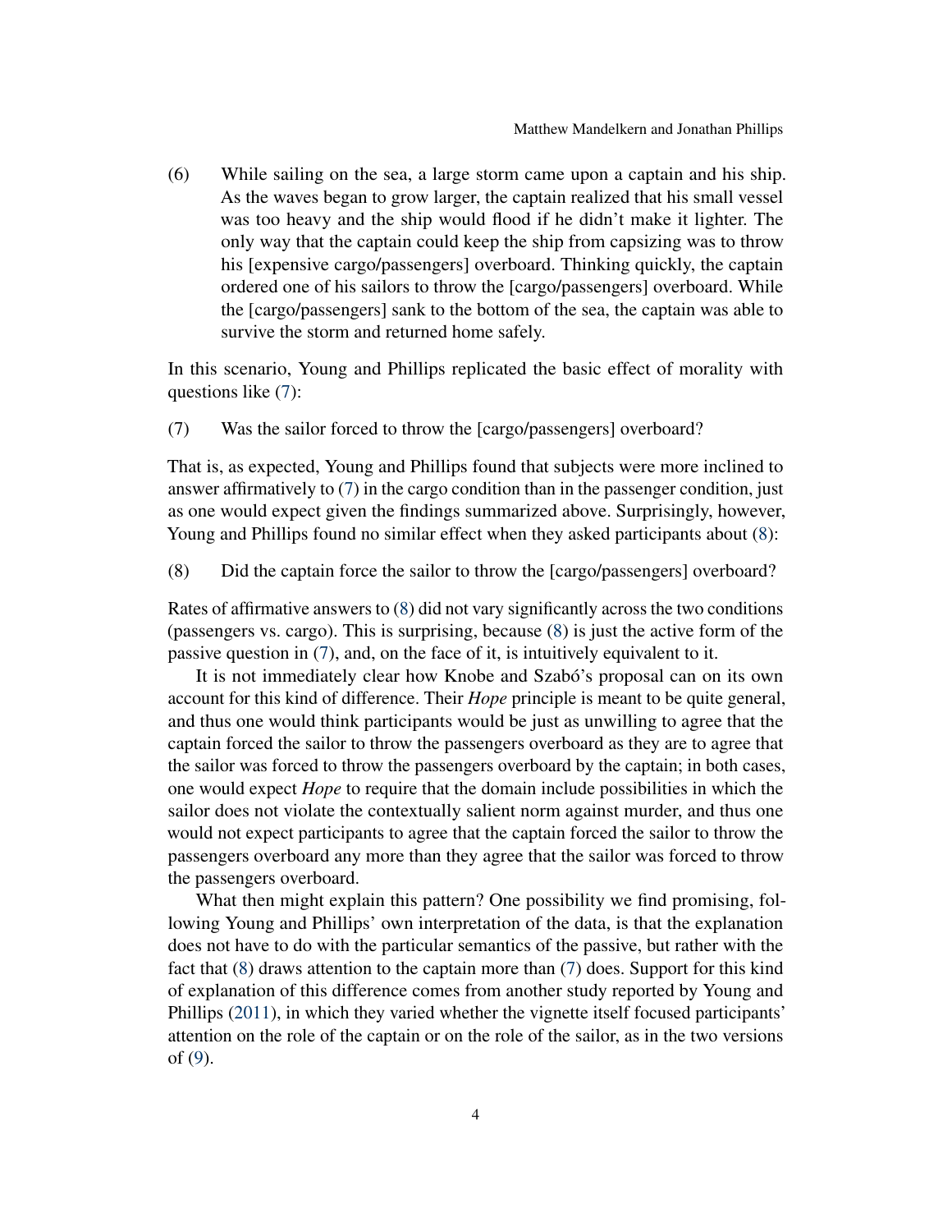(6) While sailing on the sea, a large storm came upon a captain and his ship. As the waves began to grow larger, the captain realized that his small vessel was too heavy and the ship would flood if he didn't make it lighter. The only way that the captain could keep the ship from capsizing was to throw his [expensive cargo/passengers] overboard. Thinking quickly, the captain ordered one of his sailors to throw the [cargo/passengers] overboard. While the [cargo/passengers] sank to the bottom of the sea, the captain was able to survive the storm and returned home safely.

In this scenario, Young and Phillips replicated the basic effect of morality with questions like (7):

(7) Was the sailor forced to throw the [cargo/passengers] overboard?

That is, as expected, Young and Phillips found that subjects were more inclined to answer affirmatively to (7) in the cargo condition than in the passenger condition, just as one would expect given the findings summarized above. Surprisingly, however, Young and Phillips found no similar effect when they asked participants about (8):

(8) Did the captain force the sailor to throw the [cargo/passengers] overboard?

Rates of affirmative answers to (8) did not vary significantly across the two conditions (passengers vs. cargo). This is surprising, because (8) is just the active form of the passive question in (7), and, on the face of it, is intuitively equivalent to it.

It is not immediately clear how Knobe and Szabó's proposal can on its own account for this kind of difference. Their *Hope* principle is meant to be quite general, and thus one would think participants would be just as unwilling to agree that the captain forced the sailor to throw the passengers overboard as they are to agree that the sailor was forced to throw the passengers overboard by the captain; in both cases, one would expect *Hope* to require that the domain include possibilities in which the sailor does not violate the contextually salient norm against murder, and thus one would not expect participants to agree that the captain forced the sailor to throw the passengers overboard any more than they agree that the sailor was forced to throw the passengers overboard.

What then might explain this pattern? One possibility we find promising, following Young and Phillips' own interpretation of the data, is that the explanation does not have to do with the particular semantics of the passive, but rather with the fact that (8) draws attention to the captain more than (7) does. Support for this kind of explanation of this difference comes from another study reported by Young and Phillips (2011), in which they varied whether the vignette itself focused participants' attention on the role of the captain or on the role of the sailor, as in the two versions of (9).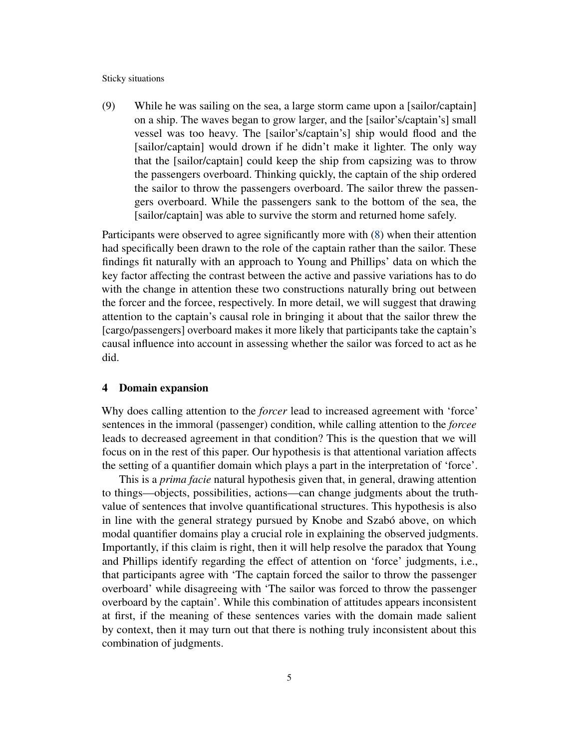(9) While he was sailing on the sea, a large storm came upon a [sailor/captain] on a ship. The waves began to grow larger, and the [sailor's/captain's] small vessel was too heavy. The [sailor's/captain's] ship would flood and the [sailor/captain] would drown if he didn't make it lighter. The only way that the [sailor/captain] could keep the ship from capsizing was to throw the passengers overboard. Thinking quickly, the captain of the ship ordered the sailor to throw the passengers overboard. The sailor threw the passengers overboard. While the passengers sank to the bottom of the sea, the [sailor/captain] was able to survive the storm and returned home safely.

Participants were observed to agree significantly more with (8) when their attention had specifically been drawn to the role of the captain rather than the sailor. These findings fit naturally with an approach to Young and Phillips' data on which the key factor affecting the contrast between the active and passive variations has to do with the change in attention these two constructions naturally bring out between the forcer and the forcee, respectively. In more detail, we will suggest that drawing attention to the captain's causal role in bringing it about that the sailor threw the [cargo/passengers] overboard makes it more likely that participants take the captain's causal influence into account in assessing whether the sailor was forced to act as he did.

## 4 Domain expansion

Why does calling attention to the *forcer* lead to increased agreement with 'force' sentences in the immoral (passenger) condition, while calling attention to the *forcee* leads to decreased agreement in that condition? This is the question that we will focus on in the rest of this paper. Our hypothesis is that attentional variation affects the setting of a quantifier domain which plays a part in the interpretation of 'force'.

This is a *prima facie* natural hypothesis given that, in general, drawing attention to things—objects, possibilities, actions—can change judgments about the truth-value of sentences that involve quantificational structures. This hypothesis is also in line with the general strategy pursued by Knobe and Szabó above, on which modal quantifier domains play a crucial role in explaining the observed judgments. Importantly, if this claim is right, then it will help resolve the paradox that Young and Phillips identify regarding the effect of attention on 'force' judgments, i.e., that participants agree with 'The captain forced the sailor to throw the passenger overboard' while disagreeing with 'The sailor was forced to throw the passenger overboard by the captain'. While this combination of attitudes appears inconsistent at first, if the meaning of these sentences varies with the domain made salient by context, then it may turn out that there is nothing truly inconsistent about this combination of judgments.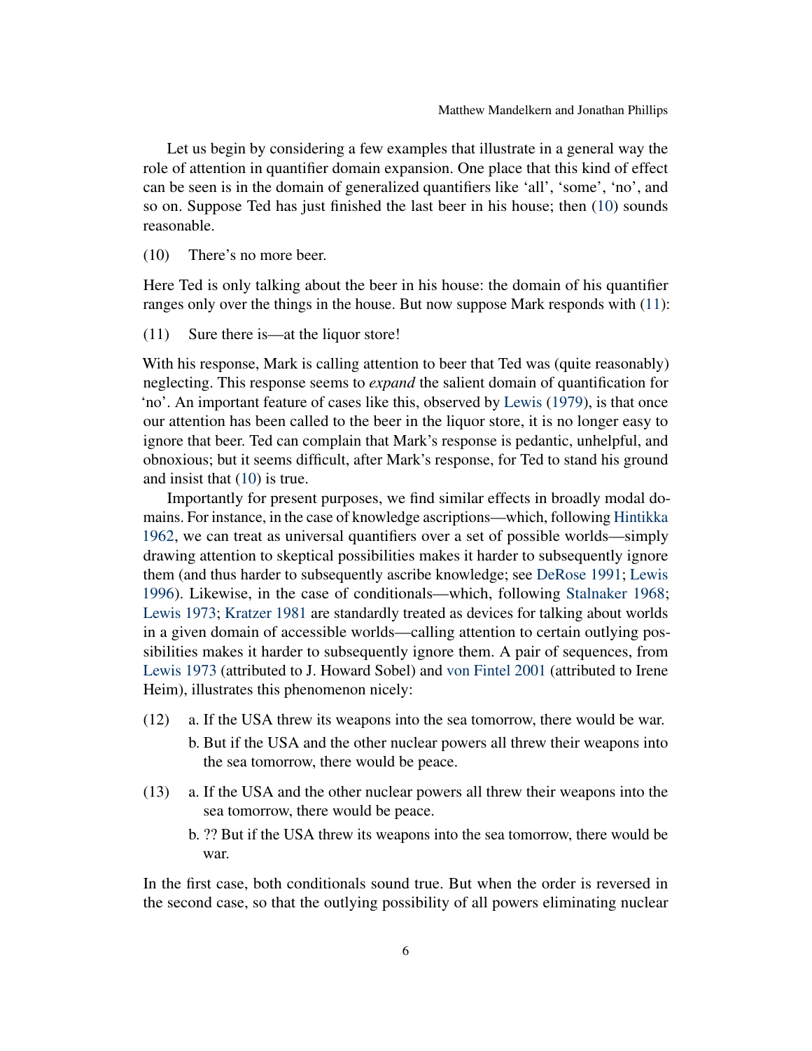Let us begin by considering a few examples that illustrate in a general way the role of attention in quantifier domain expansion. One place that this kind of effect can be seen is in the domain of generalized quantifiers like 'all', 'some', 'no', and so on. Suppose Ted has just finished the last beer in his house; then (10) sounds reasonable.

(10) There's no more beer.

Here Ted is only talking about the beer in his house: the domain of his quantifier ranges only over the things in the house. But now suppose Mark responds with (11):

(11) Sure there is—at the liquor store!

With his response, Mark is calling attention to beer that Ted was (quite reasonably) neglecting. This response seems to *expand* the salient domain of quantification for 'no'. An important feature of cases like this, observed by Lewis (1979), is that once our attention has been called to the beer in the liquor store, it is no longer easy to ignore that beer. Ted can complain that Mark's response is pedantic, unhelpful, and obnoxious; but it seems difficult, after Mark's response, for Ted to stand his ground and insist that (10) is true.

Importantly for present purposes, we find similar effects in broadly modal domains. For instance, in the case of knowledge ascriptions—which, following Hintikka 1962, we can treat as universal quantifiers over a set of possible worlds—simply drawing attention to skeptical possibilities makes it harder to subsequently ignore them (and thus harder to subsequently ascribe knowledge; see DeRose 1991; Lewis 1996). Likewise, in the case of conditionals—which, following Stalnaker 1968; Lewis 1973; Kratzer 1981 are standardly treated as devices for talking about worlds in a given domain of accessible worlds—calling attention to certain outlying possibilities makes it harder to subsequently ignore them. A pair of sequences, from Lewis 1973 (attributed to J. Howard Sobel) and von Fintel 2001 (attributed to Irene Heim), illustrates this phenomenon nicely:

(12) a. If the USA threw its weapons into the sea tomorrow, there would be war.
b. But if the USA and the other nuclear powers all threw their weapons into the sea tomorrow, there would be peace.

(13) a. If the USA and the other nuclear powers all threw their weapons into the sea tomorrow, there would be peace.
b. ?? But if the USA threw its weapons into the sea tomorrow, there would be war.

In the first case, both conditionals sound true. But when the order is reversed in the second case, so that the outlying possibility of all powers eliminating nuclear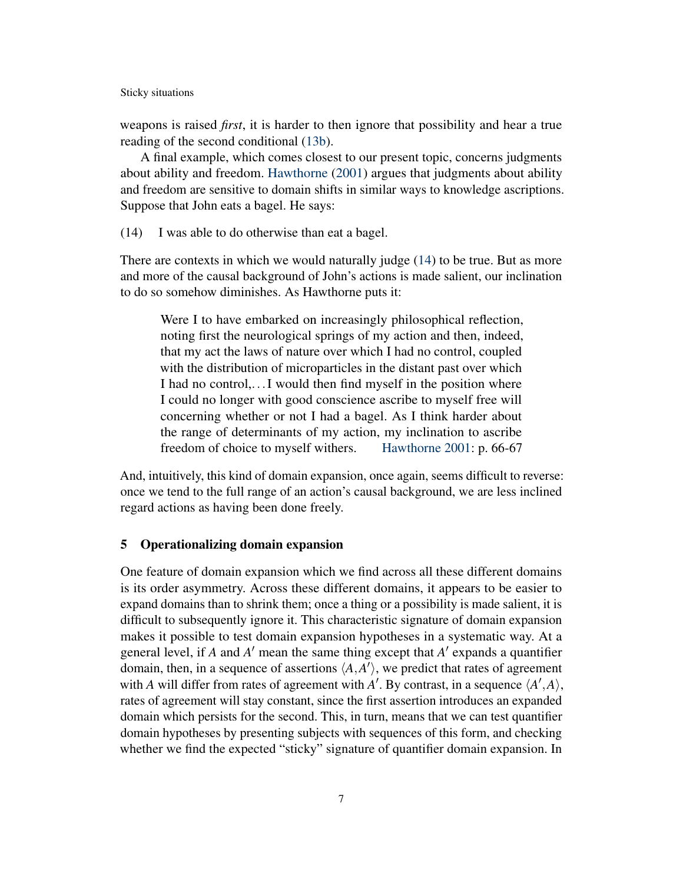weapons is raised *first*, it is harder to then ignore that possibility and hear a true reading of the second conditional (13b).

A final example, which comes closest to our present topic, concerns judgments about ability and freedom. Hawthorne (2001) argues that judgments about ability and freedom are sensitive to domain shifts in similar ways to knowledge ascriptions. Suppose that John eats a bagel. He says:

(14) I was able to do otherwise than eat a bagel.

There are contexts in which we would naturally judge (14) to be true. But as more and more of the causal background of John's actions is made salient, our inclination to do so somehow diminishes. As Hawthorne puts it:

> Were I to have embarked on increasingly philosophical reflection, noting first the neurological springs of my action and then, indeed, that my act the laws of nature over which I had no control, coupled with the distribution of microparticles in the distant past over which I had no control,. . . I would then find myself in the position where I could no longer with good conscience ascribe to myself free will concerning whether or not I had a bagel. As I think harder about the range of determinants of my action, my inclination to ascribe freedom of choice to myself withers. Hawthorne 2001: p. 66-67

And, intuitively, this kind of domain expansion, once again, seems difficult to reverse: once we tend to the full range of an action's causal background, we are less inclined regard actions as having been done freely.

## 5 Operationalizing domain expansion

One feature of domain expansion which we find across all these different domains is its order asymmetry. Across these different domains, it appears to be easier to expand domains than to shrink them; once a thing or a possibility is made salient, it is difficult to subsequently ignore it. This characteristic signature of domain expansion makes it possible to test domain expansion hypotheses in a systematic way. At a general level, if $A$ and $A'$ mean the same thing except that $A'$ expands a quantifier domain, then, in a sequence of assertions $\langle A, A' \rangle$, we predict that rates of agreement with $A$ will differ from rates of agreement with $A'$. By contrast, in a sequence $\langle A', A \rangle$, rates of agreement will stay constant, since the first assertion introduces an expanded domain which persists for the second. This, in turn, means that we can test quantifier domain hypotheses by presenting subjects with sequences of this form, and checking whether we find the expected "sticky" signature of quantifier domain expansion. In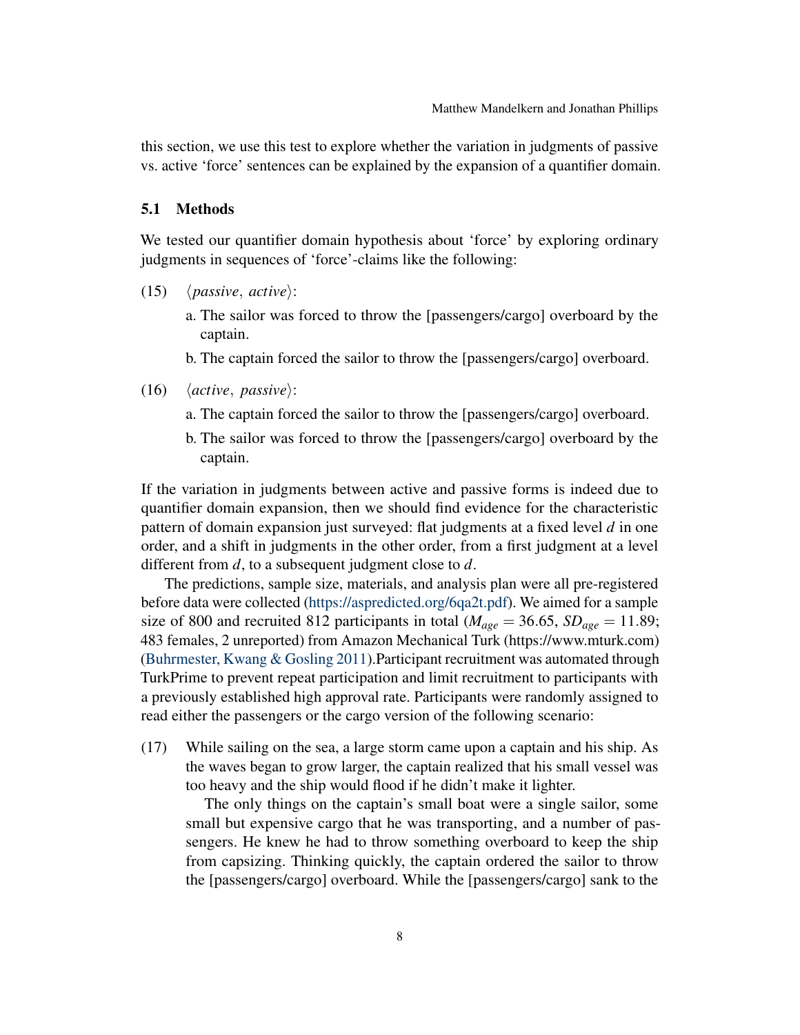this section, we use this test to explore whether the variation in judgments of passive vs. active 'force' sentences can be explained by the expansion of a quantifier domain.

### 5.1 Methods

We tested our quantifier domain hypothesis about 'force' by exploring ordinary judgments in sequences of 'force'-claims like the following:

(15) ⟨*passive*, *active*⟩:

a. The sailor was forced to throw the [passengers/cargo] overboard by the captain.

b. The captain forced the sailor to throw the [passengers/cargo] overboard.

(16) ⟨*active*, *passive*⟩:

a. The captain forced the sailor to throw the [passengers/cargo] overboard.

b. The sailor was forced to throw the [passengers/cargo] overboard by the captain.

If the variation in judgments between active and passive forms is indeed due to quantifier domain expansion, then we should find evidence for the characteristic pattern of domain expansion just surveyed: flat judgments at a fixed level *d* in one order, and a shift in judgments in the other order, from a first judgment at a level different from *d*, to a subsequent judgment close to *d*.

The predictions, sample size, materials, and analysis plan were all pre-registered before data were collected (https://aspredicted.org/6qa2t.pdf). We aimed for a sample size of 800 and recruited 812 participants in total ($M_{age} = 36.65$, $SD_{age} = 11.89$; 483 females, 2 unreported) from Amazon Mechanical Turk (https://www.mturk.com) (Buhrmester, Kwang & Gosling 2011).Participant recruitment was automated through TurkPrime to prevent repeat participation and limit recruitment to participants with a previously established high approval rate. Participants were randomly assigned to read either the passengers or the cargo version of the following scenario:

(17) While sailing on the sea, a large storm came upon a captain and his ship. As the waves began to grow larger, the captain realized that his small vessel was too heavy and the ship would flood if he didn't make it lighter.

The only things on the captain's small boat were a single sailor, some small but expensive cargo that he was transporting, and a number of passengers. He knew he had to throw something overboard to keep the ship from capsizing. Thinking quickly, the captain ordered the sailor to throw the [passengers/cargo] overboard. While the [passengers/cargo] sank to the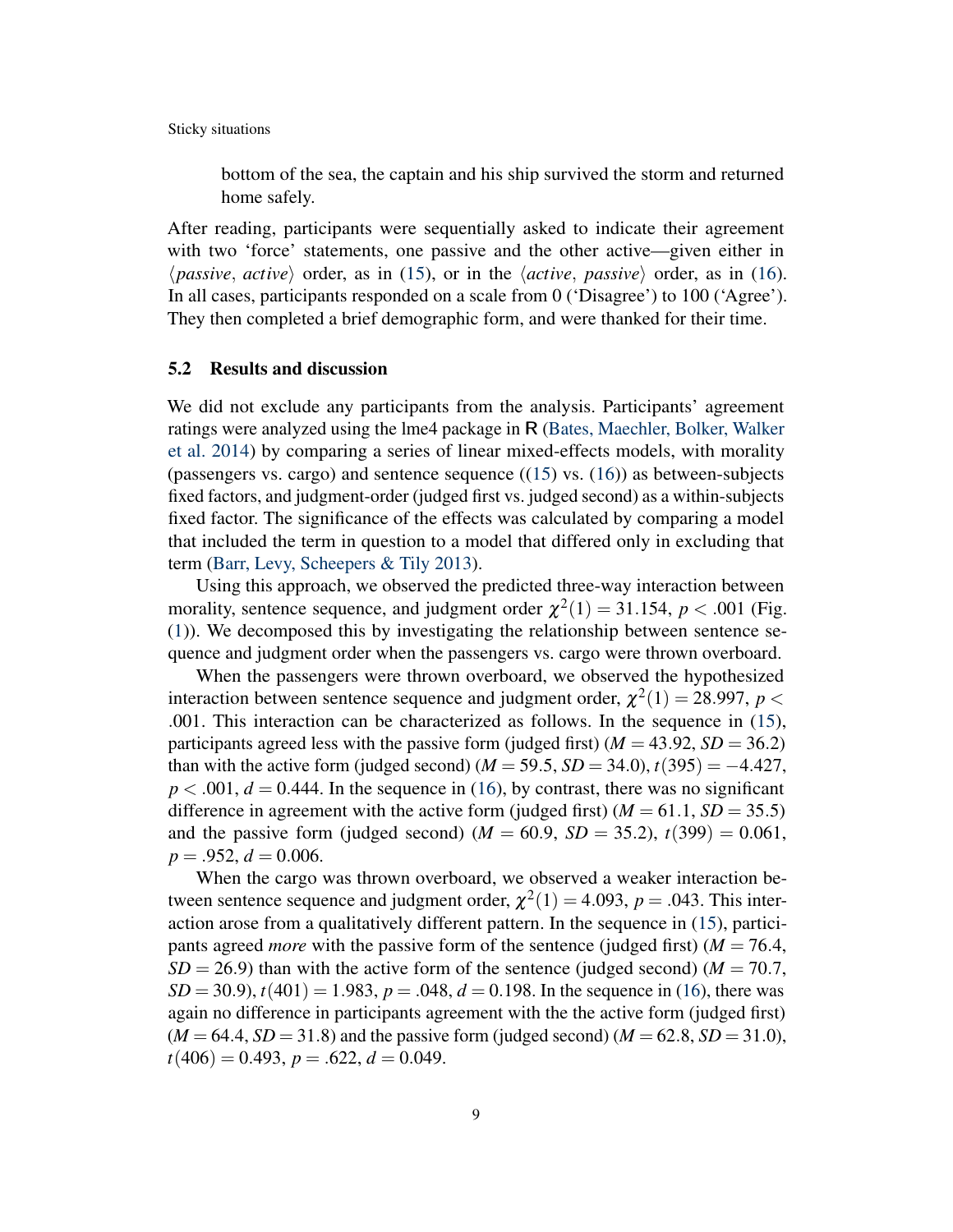bottom of the sea, the captain and his ship survived the storm and returned home safely.

After reading, participants were sequentially asked to indicate their agreement with two 'force' statements, one passive and the other active—given either in $\langle$*passive*, *active*$\rangle$ order, as in (15), or in the $\langle$*active*, *passive*$\rangle$ order, as in (16). In all cases, participants responded on a scale from 0 ('Disagree') to 100 ('Agree'). They then completed a brief demographic form, and were thanked for their time.

### 5.2 Results and discussion

We did not exclude any participants from the analysis. Participants' agreement ratings were analyzed using the lme4 package in R (Bates, Maechler, Bolker, Walker et al. 2014) by comparing a series of linear mixed-effects models, with morality (passengers vs. cargo) and sentence sequence ((15) vs. (16)) as between-subjects fixed factors, and judgment-order (judged first vs. judged second) as a within-subjects fixed factor. The significance of the effects was calculated by comparing a model that included the term in question to a model that differed only in excluding that term (Barr, Levy, Scheepers & Tily 2013).

Using this approach, we observed the predicted three-way interaction between morality, sentence sequence, and judgment order $\chi^2(1) = 31.154$, $p < .001$ (Fig. (1)). We decomposed this by investigating the relationship between sentence sequence and judgment order when the passengers vs. cargo were thrown overboard.

When the passengers were thrown overboard, we observed the hypothesized interaction between sentence sequence and judgment order, $\chi^2(1) = 28.997$, $p < .001$. This interaction can be characterized as follows. In the sequence in (15), participants agreed less with the passive form (judged first) ($M = 43.92$, $SD = 36.2$) than with the active form (judged second) ($M = 59.5$, $SD = 34.0$), $t(395) = -4.427$, $p < .001$, $d = 0.444$. In the sequence in (16), by contrast, there was no significant difference in agreement with the active form (judged first) ($M = 61.1$, $SD = 35.5$) and the passive form (judged second) ($M = 60.9$, $SD = 35.2$), $t(399) = 0.061$, $p = .952$, $d = 0.006$.

When the cargo was thrown overboard, we observed a weaker interaction between sentence sequence and judgment order, $\chi^2(1) = 4.093$, $p = .043$. This interaction arose from a qualitatively different pattern. In the sequence in (15), participants agreed *more* with the passive form of the sentence (judged first) ($M = 76.4$, $SD = 26.9$) than with the active form of the sentence (judged second) ($M = 70.7$, $SD = 30.9$), $t(401) = 1.983$, $p = .048$, $d = 0.198$. In the sequence in (16), there was again no difference in participants agreement with the the active form (judged first) ($M = 64.4$, $SD = 31.8$) and the passive form (judged second) ($M = 62.8$, $SD = 31.0$), $t(406) = 0.493$, $p = .622$, $d = 0.049$.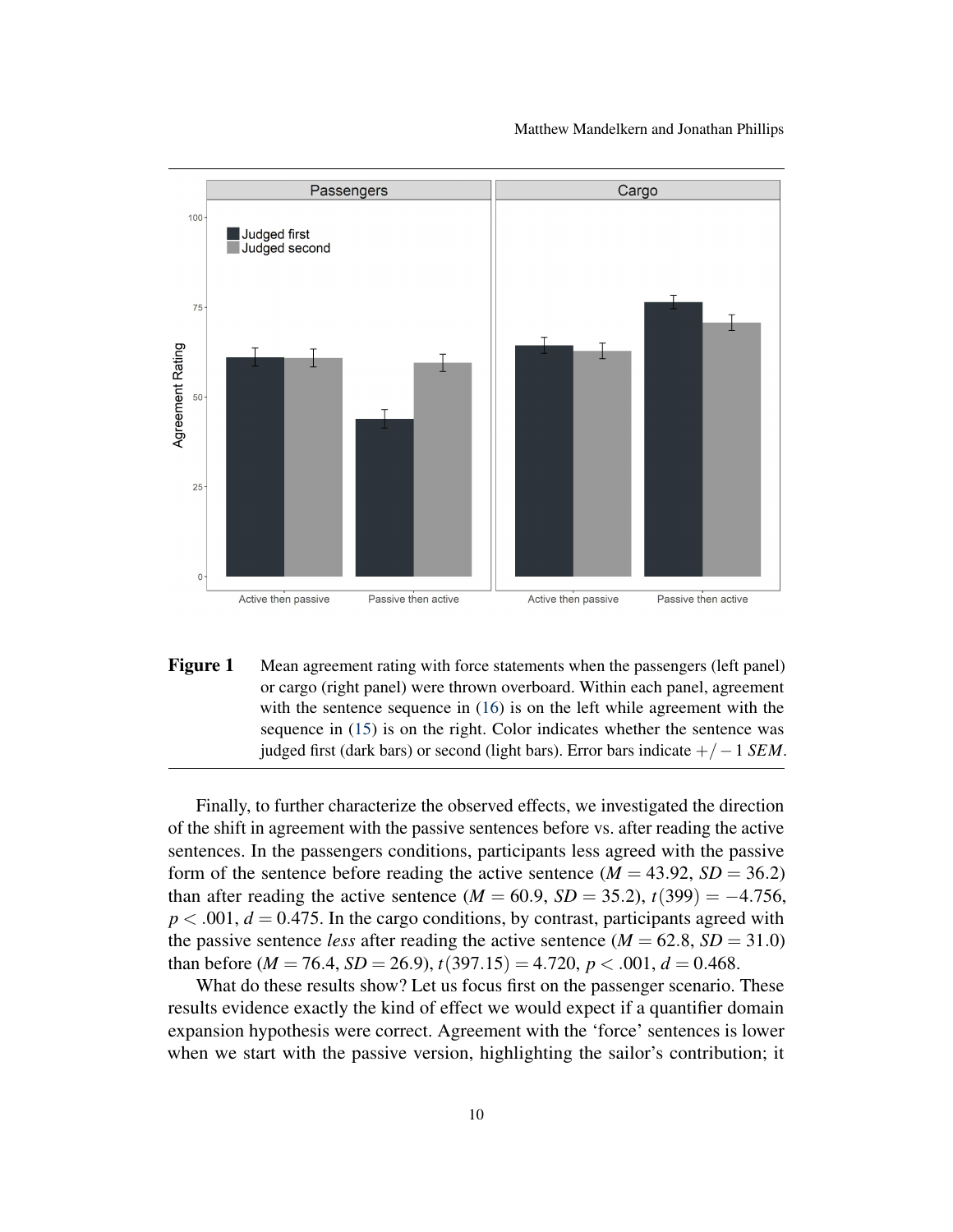**Figure 1** Mean agreement rating with force statements when the passengers (left panel) or cargo (right panel) were thrown overboard. Within each panel, agreement with the sentence sequence in (16) is on the left while agreement with the sequence in (15) is on the right. Color indicates whether the sentence was judged first (dark bars) or second (light bars). Error bars indicate $+/-1$ *SEM*.

Finally, to further characterize the observed effects, we investigated the direction of the shift in agreement with the passive sentences before vs. after reading the active sentences. In the passengers conditions, participants less agreed with the passive form of the sentence before reading the active sentence ($M = 43.92$, $SD = 36.2$) than after reading the active sentence ($M = 60.9$, $SD = 35.2$), $t(399) = -4.756$, $p < .001$, $d = 0.475$. In the cargo conditions, by contrast, participants agreed with the passive sentence *less* after reading the active sentence ($M = 62.8$, $SD = 31.0$) than before ($M = 76.4$, $SD = 26.9$), $t(397.15) = 4.720$, $p < .001$, $d = 0.468$.

What do these results show? Let us focus first on the passenger scenario. These results evidence exactly the kind of effect we would expect if a quantifier domain expansion hypothesis were correct. Agreement with the 'force' sentences is lower when we start with the passive version, highlighting the sailor's contribution; it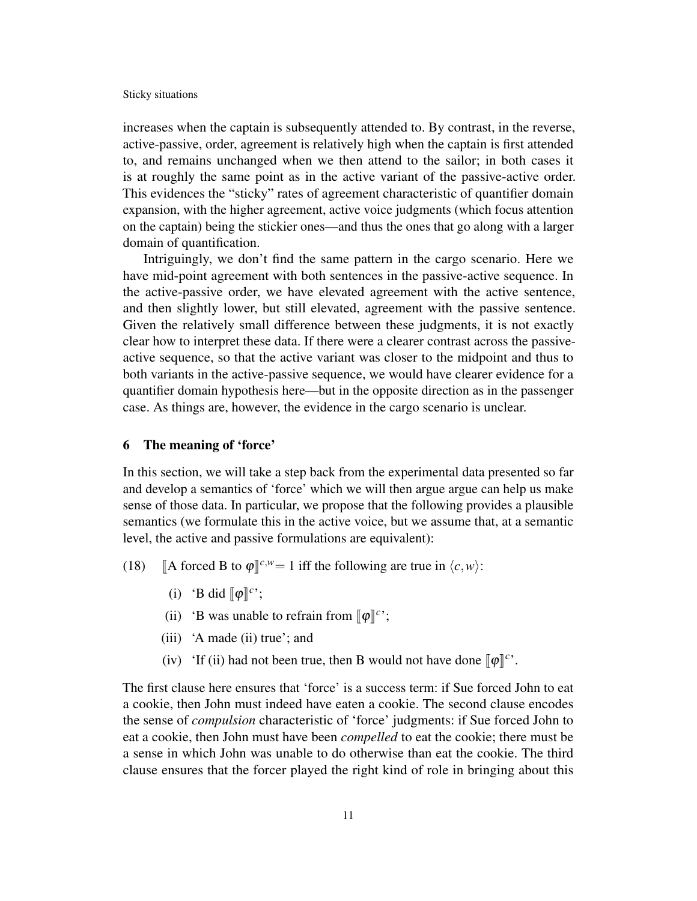increases when the captain is subsequently attended to. By contrast, in the reverse, active-passive, order, agreement is relatively high when the captain is first attended to, and remains unchanged when we then attend to the sailor; in both cases it is at roughly the same point as in the active variant of the passive-active order. This evidences the "sticky" rates of agreement characteristic of quantifier domain expansion, with the higher agreement, active voice judgments (which focus attention on the captain) being the stickier ones—and thus the ones that go along with a larger domain of quantification.

Intriguingly, we don't find the same pattern in the cargo scenario. Here we have mid-point agreement with both sentences in the passive-active sequence. In the active-passive order, we have elevated agreement with the active sentence, and then slightly lower, but still elevated, agreement with the passive sentence. Given the relatively small difference between these judgments, it is not exactly clear how to interpret these data. If there were a clearer contrast across the passive-active sequence, so that the active variant was closer to the midpoint and thus to both variants in the active-passive sequence, we would have clearer evidence for a quantifier domain hypothesis here—but in the opposite direction as in the passenger case. As things are, however, the evidence in the cargo scenario is unclear.

## 6 The meaning of 'force'

In this section, we will take a step back from the experimental data presented so far and develop a semantics of 'force' which we will then argue argue can help us make sense of those data. In particular, we propose that the following provides a plausible semantics (we formulate this in the active voice, but we assume that, at a semantic level, the active and passive formulations are equivalent):

(18) $[\![\text{A forced B to } \varphi]\!]^{c,w} = 1$ iff the following are true in $\langle c, w \rangle$:

  (i) 'B did $[\![\varphi]\!]^{c}$';

  (ii) 'B was unable to refrain from $[\![\varphi]\!]^{c}$';

  (iii) 'A made (ii) true'; and

  (iv) 'If (ii) had not been true, then B would not have done $[\![\varphi]\!]^{c}$'.

The first clause here ensures that 'force' is a success term: if Sue forced John to eat a cookie, then John must indeed have eaten a cookie. The second clause encodes the sense of *compulsion* characteristic of 'force' judgments: if Sue forced John to eat a cookie, then John must have been *compelled* to eat the cookie; there must be a sense in which John was unable to do otherwise than eat the cookie. The third clause ensures that the forcer played the right kind of role in bringing about this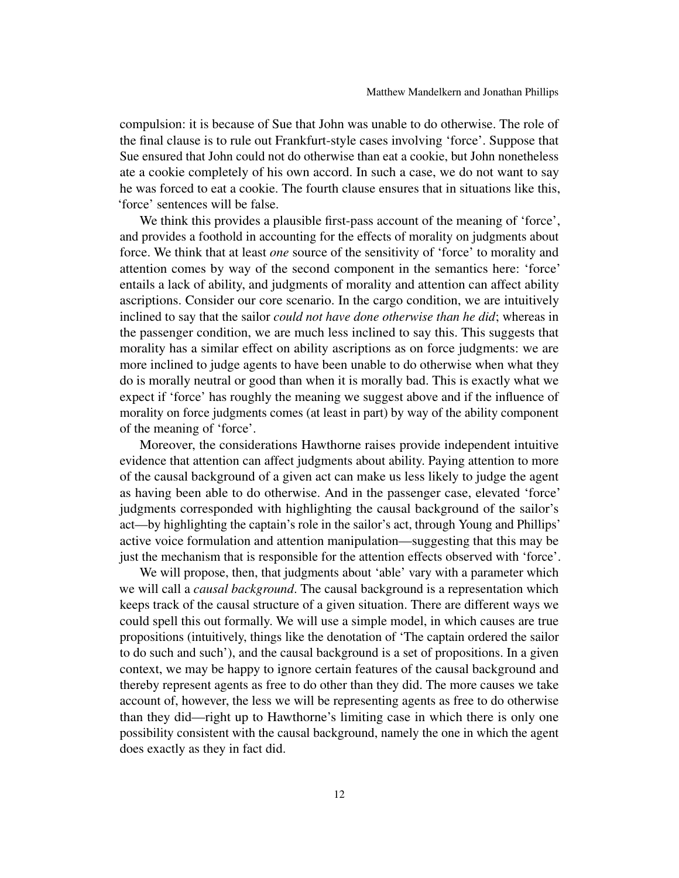compulsion: it is because of Sue that John was unable to do otherwise. The role of the final clause is to rule out Frankfurt-style cases involving 'force'. Suppose that Sue ensured that John could not do otherwise than eat a cookie, but John nonetheless ate a cookie completely of his own accord. In such a case, we do not want to say he was forced to eat a cookie. The fourth clause ensures that in situations like this, 'force' sentences will be false.

We think this provides a plausible first-pass account of the meaning of 'force', and provides a foothold in accounting for the effects of morality on judgments about force. We think that at least *one* source of the sensitivity of 'force' to morality and attention comes by way of the second component in the semantics here: 'force' entails a lack of ability, and judgments of morality and attention can affect ability ascriptions. Consider our core scenario. In the cargo condition, we are intuitively inclined to say that the sailor *could not have done otherwise than he did*; whereas in the passenger condition, we are much less inclined to say this. This suggests that morality has a similar effect on ability ascriptions as on force judgments: we are more inclined to judge agents to have been unable to do otherwise when what they do is morally neutral or good than when it is morally bad. This is exactly what we expect if 'force' has roughly the meaning we suggest above and if the influence of morality on force judgments comes (at least in part) by way of the ability component of the meaning of 'force'.

Moreover, the considerations Hawthorne raises provide independent intuitive evidence that attention can affect judgments about ability. Paying attention to more of the causal background of a given act can make us less likely to judge the agent as having been able to do otherwise. And in the passenger case, elevated 'force' judgments corresponded with highlighting the causal background of the sailor's act—by highlighting the captain's role in the sailor's act, through Young and Phillips' active voice formulation and attention manipulation—suggesting that this may be just the mechanism that is responsible for the attention effects observed with 'force'.

We will propose, then, that judgments about 'able' vary with a parameter which we will call a *causal background*. The causal background is a representation which keeps track of the causal structure of a given situation. There are different ways we could spell this out formally. We will use a simple model, in which causes are true propositions (intuitively, things like the denotation of 'The captain ordered the sailor to do such and such'), and the causal background is a set of propositions. In a given context, we may be happy to ignore certain features of the causal background and thereby represent agents as free to do other than they did. The more causes we take account of, however, the less we will be representing agents as free to do otherwise than they did—right up to Hawthorne's limiting case in which there is only one possibility consistent with the causal background, namely the one in which the agent does exactly as they in fact did.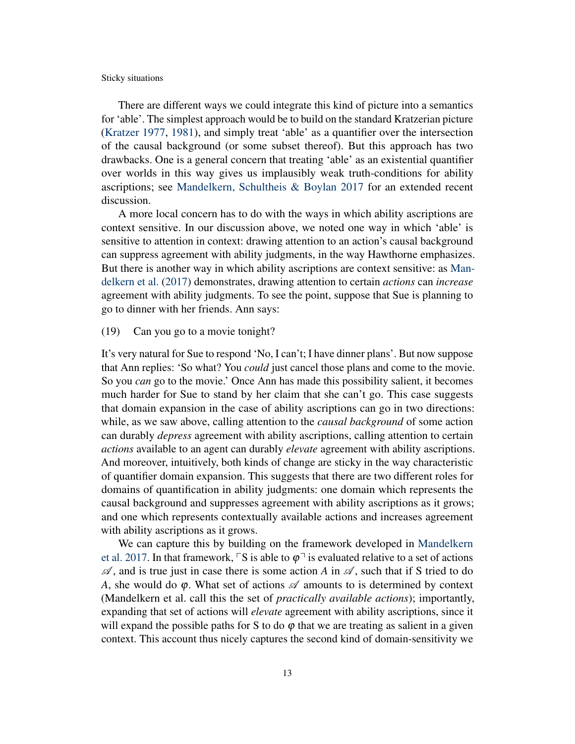There are different ways we could integrate this kind of picture into a semantics for 'able'. The simplest approach would be to build on the standard Kratzerian picture (Kratzer 1977, 1981), and simply treat 'able' as a quantifier over the intersection of the causal background (or some subset thereof). But this approach has two drawbacks. One is a general concern that treating 'able' as an existential quantifier over worlds in this way gives us implausibly weak truth-conditions for ability ascriptions; see Mandelkern, Schultheis & Boylan 2017 for an extended recent discussion.

A more local concern has to do with the ways in which ability ascriptions are context sensitive. In our discussion above, we noted one way in which 'able' is sensitive to attention in context: drawing attention to an action's causal background can suppress agreement with ability judgments, in the way Hawthorne emphasizes. But there is another way in which ability ascriptions are context sensitive: as Mandelkern et al. (2017) demonstrates, drawing attention to certain *actions* can *increase* agreement with ability judgments. To see the point, suppose that Sue is planning to go to dinner with her friends. Ann says:

(19) Can you go to a movie tonight?

It's very natural for Sue to respond 'No, I can't; I have dinner plans'. But now suppose that Ann replies: 'So what? You *could* just cancel those plans and come to the movie. So you *can* go to the movie.' Once Ann has made this possibility salient, it becomes much harder for Sue to stand by her claim that she can't go. This case suggests that domain expansion in the case of ability ascriptions can go in two directions: while, as we saw above, calling attention to the *causal background* of some action can durably *depress* agreement with ability ascriptions, calling attention to certain *actions* available to an agent can durably *elevate* agreement with ability ascriptions. And moreover, intuitively, both kinds of change are sticky in the way characteristic of quantifier domain expansion. This suggests that there are two different roles for domains of quantification in ability judgments: one domain which represents the causal background and suppresses agreement with ability ascriptions as it grows; and one which represents contextually available actions and increases agreement with ability ascriptions as it grows.

We can capture this by building on the framework developed in Mandelkern et al. 2017. In that framework, ⌜S is able to $\varphi$⌝ is evaluated relative to a set of actions $\mathscr{A}$, and is true just in case there is some action $A$ in $\mathscr{A}$, such that if S tried to do $A$, she would do $\varphi$. What set of actions $\mathscr{A}$ amounts to is determined by context (Mandelkern et al. call this the set of *practically available actions*); importantly, expanding that set of actions will *elevate* agreement with ability ascriptions, since it will expand the possible paths for S to do $\varphi$ that we are treating as salient in a given context. This account thus nicely captures the second kind of domain-sensitivity we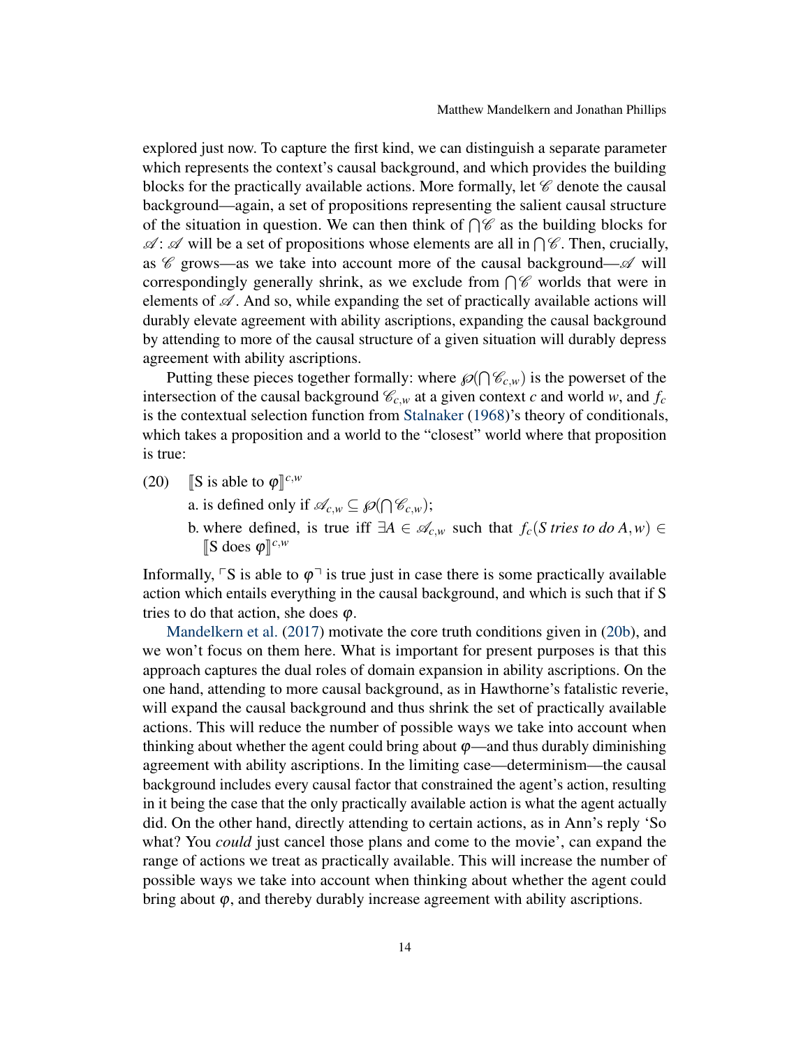explored just now. To capture the first kind, we can distinguish a separate parameter which represents the context's causal background, and which provides the building blocks for the practically available actions. More formally, let $\mathscr{C}$ denote the causal background—again, a set of propositions representing the salient causal structure of the situation in question. We can then think of $\bigcap\mathscr{C}$ as the building blocks for $\mathscr{A}$: $\mathscr{A}$ will be a set of propositions whose elements are all in $\bigcap\mathscr{C}$. Then, crucially, as $\mathscr{C}$ grows—as we take into account more of the causal background—$\mathscr{A}$ will correspondingly generally shrink, as we exclude from $\bigcap\mathscr{C}$ worlds that were in elements of $\mathscr{A}$. And so, while expanding the set of practically available actions will durably elevate agreement with ability ascriptions, expanding the causal background by attending to more of the causal structure of a given situation will durably depress agreement with ability ascriptions.

Putting these pieces together formally: where $\wp(\bigcap\mathscr{C}_{c,w})$ is the powerset of the intersection of the causal background $\mathscr{C}_{c,w}$ at a given context $c$ and world $w$, and $f_c$ is the contextual selection function from Stalnaker (1968)'s theory of conditionals, which takes a proposition and a world to the "closest" world where that proposition is true:

(20) $[\![\text{S is able to } \varphi]\!]^{c,w}$

a. is defined only if $\mathscr{A}_{c,w} \subseteq \wp(\bigcap\mathscr{C}_{c,w})$;

b. where defined, is true iff $\exists A \in \mathscr{A}_{c,w}$ such that $f_c(\textit{S tries to do } A, w) \in [\![\text{S does } \varphi]\!]^{c,w}$

Informally, ⌜S is able to $\varphi$⌝ is true just in case there is some practically available action which entails everything in the causal background, and which is such that if S tries to do that action, she does $\varphi$.

Mandelkern et al. (2017) motivate the core truth conditions given in (20b), and we won't focus on them here. What is important for present purposes is that this approach captures the dual roles of domain expansion in ability ascriptions. On the one hand, attending to more causal background, as in Hawthorne's fatalistic reverie, will expand the causal background and thus shrink the set of practically available actions. This will reduce the number of possible ways we take into account when thinking about whether the agent could bring about $\varphi$—and thus durably diminishing agreement with ability ascriptions. In the limiting case—determinism—the causal background includes every causal factor that constrained the agent's action, resulting in it being the case that the only practically available action is what the agent actually did. On the other hand, directly attending to certain actions, as in Ann's reply 'So what? You *could* just cancel those plans and come to the movie', can expand the range of actions we treat as practically available. This will increase the number of possible ways we take into account when thinking about whether the agent could bring about $\varphi$, and thereby durably increase agreement with ability ascriptions.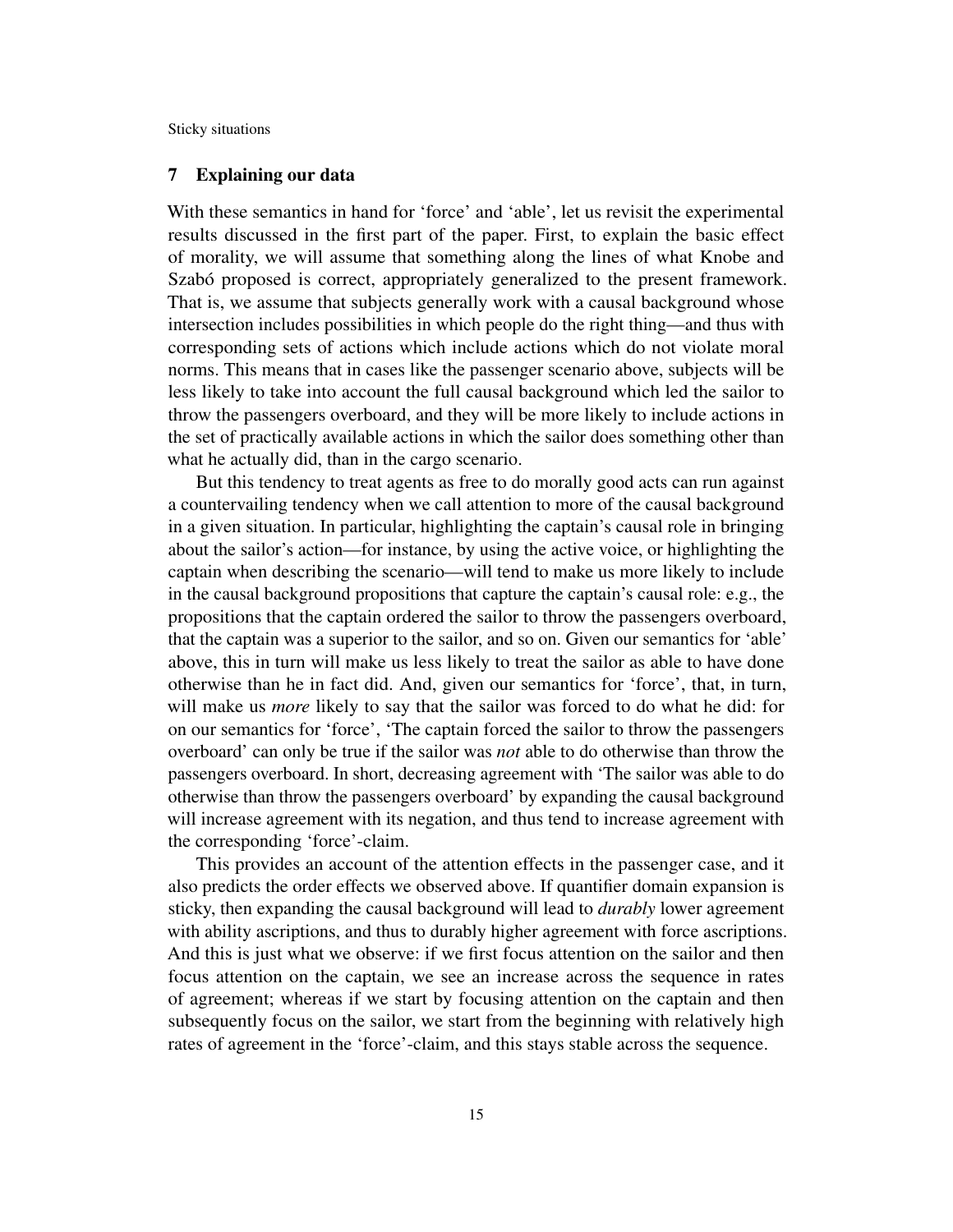## 7 Explaining our data

With these semantics in hand for 'force' and 'able', let us revisit the experimental results discussed in the first part of the paper. First, to explain the basic effect of morality, we will assume that something along the lines of what Knobe and Szabó proposed is correct, appropriately generalized to the present framework. That is, we assume that subjects generally work with a causal background whose intersection includes possibilities in which people do the right thing—and thus with corresponding sets of actions which include actions which do not violate moral norms. This means that in cases like the passenger scenario above, subjects will be less likely to take into account the full causal background which led the sailor to throw the passengers overboard, and they will be more likely to include actions in the set of practically available actions in which the sailor does something other than what he actually did, than in the cargo scenario.

But this tendency to treat agents as free to do morally good acts can run against a countervailing tendency when we call attention to more of the causal background in a given situation. In particular, highlighting the captain's causal role in bringing about the sailor's action—for instance, by using the active voice, or highlighting the captain when describing the scenario—will tend to make us more likely to include in the causal background propositions that capture the captain's causal role: e.g., the propositions that the captain ordered the sailor to throw the passengers overboard, that the captain was a superior to the sailor, and so on. Given our semantics for 'able' above, this in turn will make us less likely to treat the sailor as able to have done otherwise than he in fact did. And, given our semantics for 'force', that, in turn, will make us *more* likely to say that the sailor was forced to do what he did: for on our semantics for 'force', 'The captain forced the sailor to throw the passengers overboard' can only be true if the sailor was *not* able to do otherwise than throw the passengers overboard. In short, decreasing agreement with 'The sailor was able to do otherwise than throw the passengers overboard' by expanding the causal background will increase agreement with its negation, and thus tend to increase agreement with the corresponding 'force'-claim.

This provides an account of the attention effects in the passenger case, and it also predicts the order effects we observed above. If quantifier domain expansion is sticky, then expanding the causal background will lead to *durably* lower agreement with ability ascriptions, and thus to durably higher agreement with force ascriptions. And this is just what we observe: if we first focus attention on the sailor and then focus attention on the captain, we see an increase across the sequence in rates of agreement; whereas if we start by focusing attention on the captain and then subsequently focus on the sailor, we start from the beginning with relatively high rates of agreement in the 'force'-claim, and this stays stable across the sequence.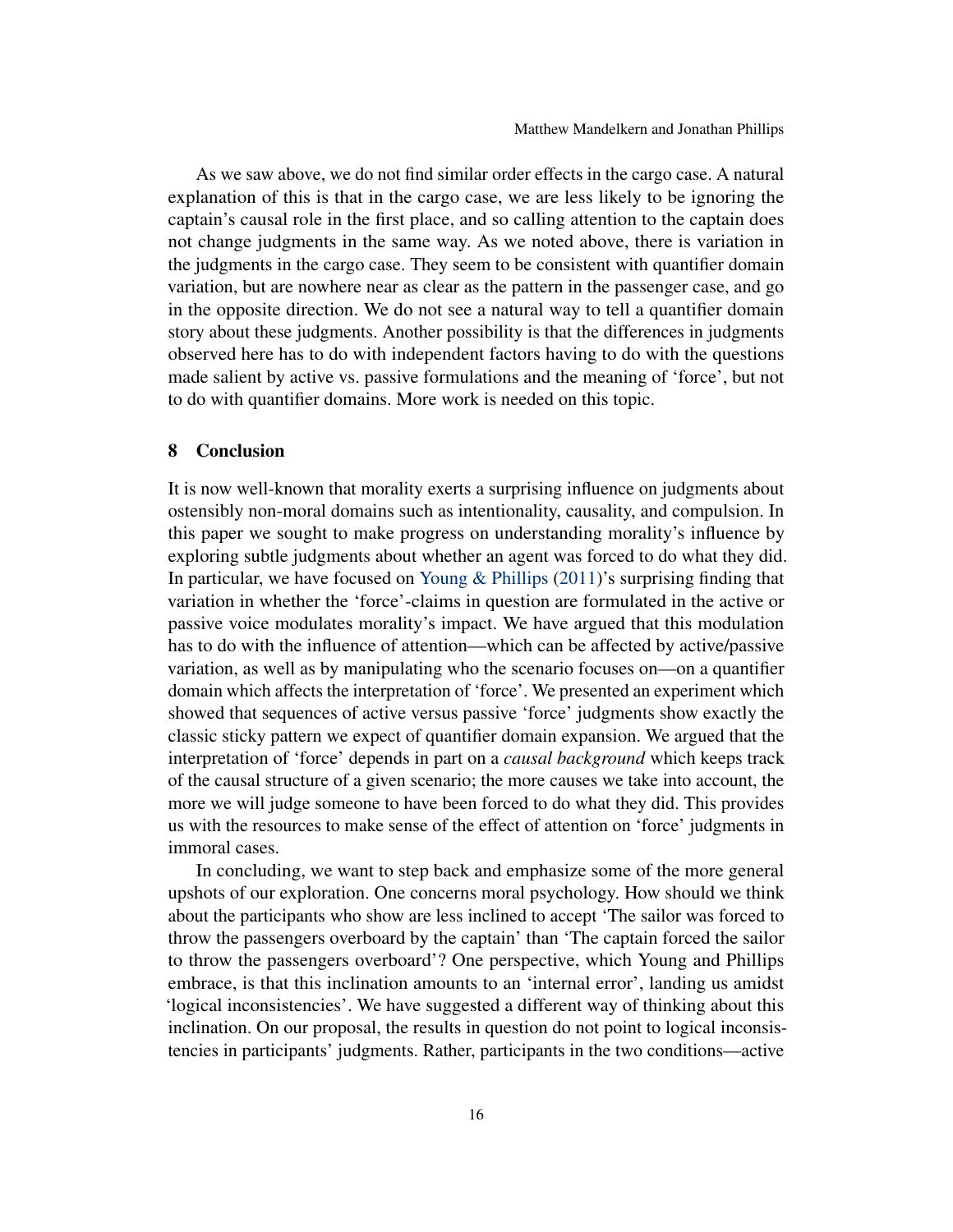As we saw above, we do not find similar order effects in the cargo case. A natural explanation of this is that in the cargo case, we are less likely to be ignoring the captain's causal role in the first place, and so calling attention to the captain does not change judgments in the same way. As we noted above, there is variation in the judgments in the cargo case. They seem to be consistent with quantifier domain variation, but are nowhere near as clear as the pattern in the passenger case, and go in the opposite direction. We do not see a natural way to tell a quantifier domain story about these judgments. Another possibility is that the differences in judgments observed here has to do with independent factors having to do with the questions made salient by active vs. passive formulations and the meaning of 'force', but not to do with quantifier domains. More work is needed on this topic.

## 8 Conclusion

It is now well-known that morality exerts a surprising influence on judgments about ostensibly non-moral domains such as intentionality, causality, and compulsion. In this paper we sought to make progress on understanding morality's influence by exploring subtle judgments about whether an agent was forced to do what they did. In particular, we have focused on Young & Phillips (2011)'s surprising finding that variation in whether the 'force'-claims in question are formulated in the active or passive voice modulates morality's impact. We have argued that this modulation has to do with the influence of attention—which can be affected by active/passive variation, as well as by manipulating who the scenario focuses on—on a quantifier domain which affects the interpretation of 'force'. We presented an experiment which showed that sequences of active versus passive 'force' judgments show exactly the classic sticky pattern we expect of quantifier domain expansion. We argued that the interpretation of 'force' depends in part on a *causal background* which keeps track of the causal structure of a given scenario; the more causes we take into account, the more we will judge someone to have been forced to do what they did. This provides us with the resources to make sense of the effect of attention on 'force' judgments in immoral cases.

In concluding, we want to step back and emphasize some of the more general upshots of our exploration. One concerns moral psychology. How should we think about the participants who show are less inclined to accept 'The sailor was forced to throw the passengers overboard by the captain' than 'The captain forced the sailor to throw the passengers overboard'? One perspective, which Young and Phillips embrace, is that this inclination amounts to an 'internal error', landing us amidst 'logical inconsistencies'. We have suggested a different way of thinking about this inclination. On our proposal, the results in question do not point to logical inconsistencies in participants' judgments. Rather, participants in the two conditions—active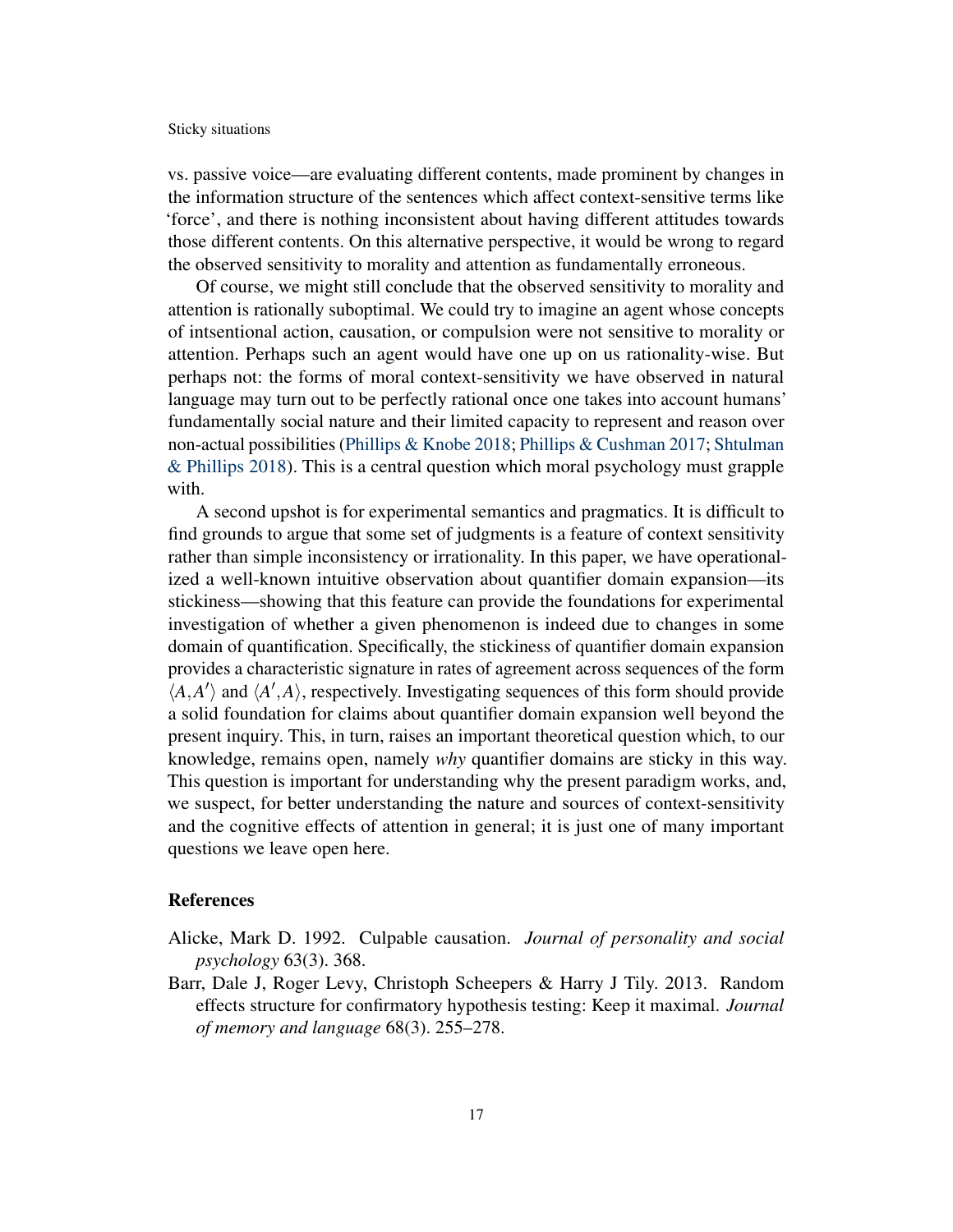vs. passive voice—are evaluating different contents, made prominent by changes in the information structure of the sentences which affect context-sensitive terms like 'force', and there is nothing inconsistent about having different attitudes towards those different contents. On this alternative perspective, it would be wrong to regard the observed sensitivity to morality and attention as fundamentally erroneous.

Of course, we might still conclude that the observed sensitivity to morality and attention is rationally suboptimal. We could try to imagine an agent whose concepts of intsentional action, causation, or compulsion were not sensitive to morality or attention. Perhaps such an agent would have one up on us rationality-wise. But perhaps not: the forms of moral context-sensitivity we have observed in natural language may turn out to be perfectly rational once one takes into account humans' fundamentally social nature and their limited capacity to represent and reason over non-actual possibilities (Phillips & Knobe 2018; Phillips & Cushman 2017; Shtulman & Phillips 2018). This is a central question which moral psychology must grapple with.

A second upshot is for experimental semantics and pragmatics. It is difficult to find grounds to argue that some set of judgments is a feature of context sensitivity rather than simple inconsistency or irrationality. In this paper, we have operationalized a well-known intuitive observation about quantifier domain expansion—its stickiness—showing that this feature can provide the foundations for experimental investigation of whether a given phenomenon is indeed due to changes in some domain of quantification. Specifically, the stickiness of quantifier domain expansion provides a characteristic signature in rates of agreement across sequences of the form $\langle A, A' \rangle$ and $\langle A', A \rangle$, respectively. Investigating sequences of this form should provide a solid foundation for claims about quantifier domain expansion well beyond the present inquiry. This, in turn, raises an important theoretical question which, to our knowledge, remains open, namely *why* quantifier domains are sticky in this way. This question is important for understanding why the present paradigm works, and, we suspect, for better understanding the nature and sources of context-sensitivity and the cognitive effects of attention in general; it is just one of many important questions we leave open here.

## References

Alicke, Mark D. 1992. Culpable causation. *Journal of personality and social psychology* 63(3). 368.

Barr, Dale J, Roger Levy, Christoph Scheepers & Harry J Tily. 2013. Random effects structure for confirmatory hypothesis testing: Keep it maximal. *Journal of memory and language* 68(3). 255–278.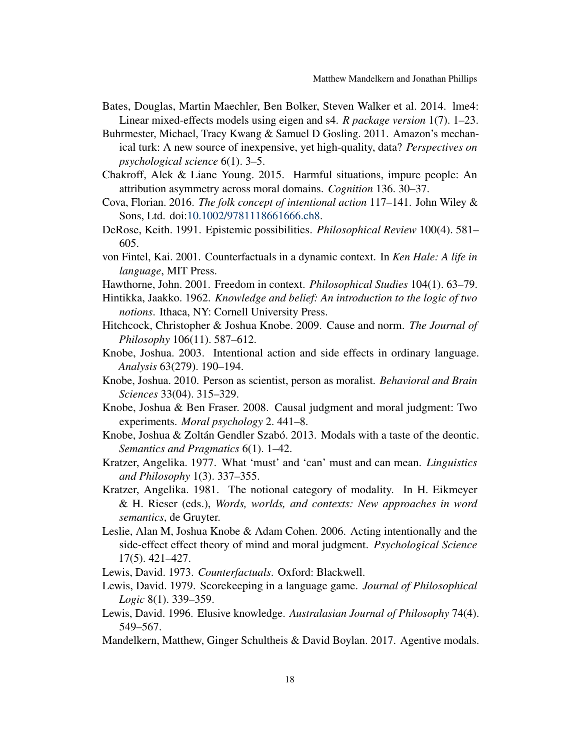Bates, Douglas, Martin Maechler, Ben Bolker, Steven Walker et al. 2014. lme4: Linear mixed-effects models using eigen and s4. *R package version* 1(7). 1–23.

Buhrmester, Michael, Tracy Kwang & Samuel D Gosling. 2011. Amazon's mechanical turk: A new source of inexpensive, yet high-quality, data? *Perspectives on psychological science* 6(1). 3–5.

Chakroff, Alek & Liane Young. 2015. Harmful situations, impure people: An attribution asymmetry across moral domains. *Cognition* 136. 30–37.

Cova, Florian. 2016. *The folk concept of intentional action* 117–141. John Wiley & Sons, Ltd. doi:10.1002/9781118661666.ch8.

DeRose, Keith. 1991. Epistemic possibilities. *Philosophical Review* 100(4). 581–605.

von Fintel, Kai. 2001. Counterfactuals in a dynamic context. In *Ken Hale: A life in language*, MIT Press.

Hawthorne, John. 2001. Freedom in context. *Philosophical Studies* 104(1). 63–79.

Hintikka, Jaakko. 1962. *Knowledge and belief: An introduction to the logic of two notions*. Ithaca, NY: Cornell University Press.

Hitchcock, Christopher & Joshua Knobe. 2009. Cause and norm. *The Journal of Philosophy* 106(11). 587–612.

Knobe, Joshua. 2003. Intentional action and side effects in ordinary language. *Analysis* 63(279). 190–194.

Knobe, Joshua. 2010. Person as scientist, person as moralist. *Behavioral and Brain Sciences* 33(04). 315–329.

Knobe, Joshua & Ben Fraser. 2008. Causal judgment and moral judgment: Two experiments. *Moral psychology* 2. 441–8.

Knobe, Joshua & Zoltán Gendler Szabó. 2013. Modals with a taste of the deontic. *Semantics and Pragmatics* 6(1). 1–42.

Kratzer, Angelika. 1977. What 'must' and 'can' must and can mean. *Linguistics and Philosophy* 1(3). 337–355.

Kratzer, Angelika. 1981. The notional category of modality. In H. Eikmeyer & H. Rieser (eds.), *Words, worlds, and contexts: New approaches in word semantics*, de Gruyter.

Leslie, Alan M, Joshua Knobe & Adam Cohen. 2006. Acting intentionally and the side-effect effect theory of mind and moral judgment. *Psychological Science* 17(5). 421–427.

Lewis, David. 1973. *Counterfactuals*. Oxford: Blackwell.

Lewis, David. 1979. Scorekeeping in a language game. *Journal of Philosophical Logic* 8(1). 339–359.

Lewis, David. 1996. Elusive knowledge. *Australasian Journal of Philosophy* 74(4). 549–567.

Mandelkern, Matthew, Ginger Schultheis & David Boylan. 2017. Agentive modals.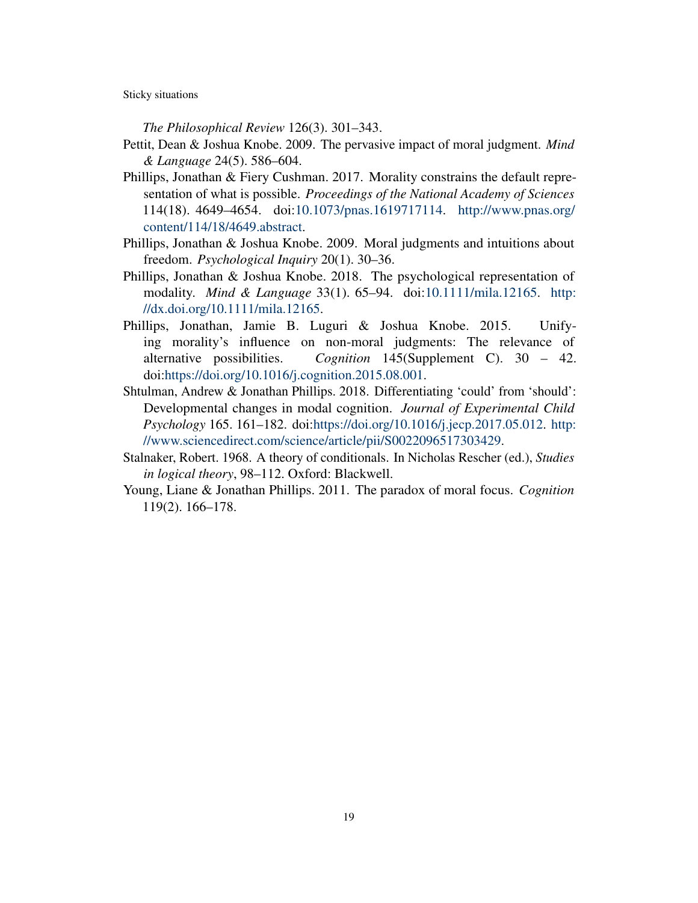*The Philosophical Review* 126(3). 301–343.

Pettit, Dean & Joshua Knobe. 2009. The pervasive impact of moral judgment. *Mind & Language* 24(5). 586–604.

Phillips, Jonathan & Fiery Cushman. 2017. Morality constrains the default representation of what is possible. *Proceedings of the National Academy of Sciences* 114(18). 4649–4654. doi:10.1073/pnas.1619717114. http://www.pnas.org/content/114/18/4649.abstract.

Phillips, Jonathan & Joshua Knobe. 2009. Moral judgments and intuitions about freedom. *Psychological Inquiry* 20(1). 30–36.

Phillips, Jonathan & Joshua Knobe. 2018. The psychological representation of modality. *Mind & Language* 33(1). 65–94. doi:10.1111/mila.12165. http://dx.doi.org/10.1111/mila.12165.

Phillips, Jonathan, Jamie B. Luguri & Joshua Knobe. 2015. Unifying morality's influence on non-moral judgments: The relevance of alternative possibilities. *Cognition* 145(Supplement C). 30 – 42. doi:https://doi.org/10.1016/j.cognition.2015.08.001.

Shtulman, Andrew & Jonathan Phillips. 2018. Differentiating 'could' from 'should': Developmental changes in modal cognition. *Journal of Experimental Child Psychology* 165. 161–182. doi:https://doi.org/10.1016/j.jecp.2017.05.012. http://www.sciencedirect.com/science/article/pii/S0022096517303429.

Stalnaker, Robert. 1968. A theory of conditionals. In Nicholas Rescher (ed.), *Studies in logical theory*, 98–112. Oxford: Blackwell.

Young, Liane & Jonathan Phillips. 2011. The paradox of moral focus. *Cognition* 119(2). 166–178.